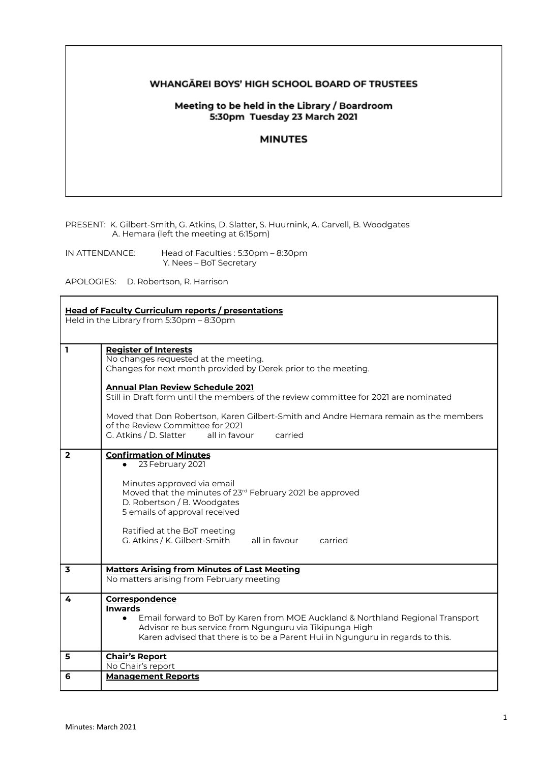# WHANGĀREI BOYS' HIGH SCHOOL BOARD OF TRUSTEES

## Meeting to be held in the Library / Boardroom
## 5:30pm Tuesday 23 March 2021

## MINUTES

PRESENT: K. Gilbert-Smith, G. Atkins, D. Slatter, S. Huurnink, A. Carvell, B. Woodgates
A. Hemara (left the meeting at 6:15pm)

IN ATTENDANCE: Head of Faculties : 5:30pm – 8:30pm
Y. Nees – BoT Secretary

APOLOGIES: D. Robertson, R. Harrison

**Head of Faculty Curriculum reports / presentations**
Held in the Library from 5:30pm – 8:30pm

| | |
|---|---|
| **1** | **Register of Interests**<br>No changes requested at the meeting.<br>Changes for next month provided by Derek prior to the meeting.<br><br>**Annual Plan Review Schedule 2021**<br>Still in Draft form until the members of the review committee for 2021 are nominated<br><br>Moved that Don Robertson, Karen Gilbert-Smith and Andre Hemara remain as the members of the Review Committee for 2021<br>G. Atkins / D. Slatter all in favour carried |
| **2** | **Confirmation of Minutes**<br>● 23 February 2021<br><br>Minutes approved via email<br>Moved that the minutes of 23rd February 2021 be approved<br>D. Robertson / B. Woodgates<br>5 emails of approval received<br><br>Ratified at the BoT meeting<br>G. Atkins / K. Gilbert-Smith all in favour carried |
| **3** | **Matters Arising from Minutes of Last Meeting**<br>No matters arising from February meeting |
| **4** | **Correspondence**<br>**Inwards**<br>● Email forward to BoT by Karen from MOE Auckland & Northland Regional Transport Advisor re bus service from Ngunguru via Tikipunga High<br>Karen advised that there is to be a Parent Hui in Ngunguru in regards to this. |
| **5** | **Chair's Report**<br>No Chair's report |
| **6** | **Management Reports** |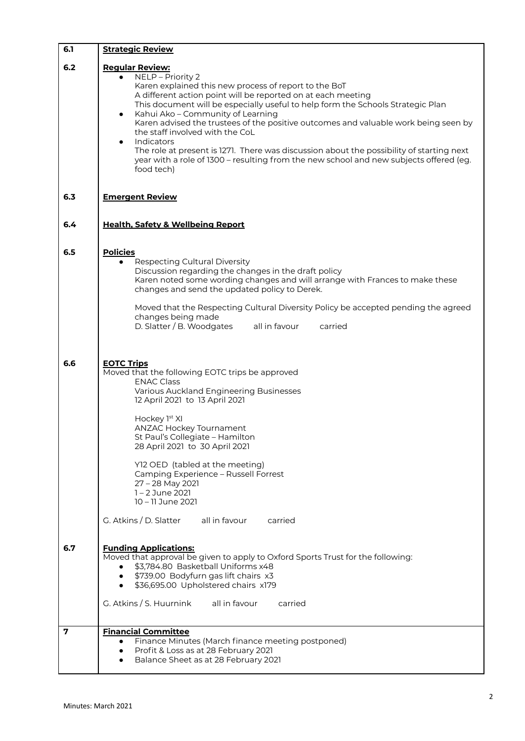| | |
|---|---|
| **6.1** | **Strategic Review** |
| **6.2** | **Regular Review:**<br>• NELP – Priority 2<br>Karen explained this new process of report to the BoT<br>A different action point will be reported on at each meeting<br>This document will be especially useful to help form the Schools Strategic Plan<br>• Kahui Ako – Community of Learning<br>Karen advised the trustees of the positive outcomes and valuable work being seen by the staff involved with the CoL<br>• Indicators<br>The role at present is 1271. There was discussion about the possibility of starting next year with a role of 1300 – resulting from the new school and new subjects offered (eg. food tech) |
| **6.3** | **Emergent Review** |
| **6.4** | **Health, Safety & Wellbeing Report** |
| **6.5** | **Policies**<br>• Respecting Cultural Diversity<br>Discussion regarding the changes in the draft policy<br>Karen noted some wording changes and will arrange with Frances to make these changes and send the updated policy to Derek.<br><br>Moved that the Respecting Cultural Diversity Policy be accepted pending the agreed changes being made<br>D. Slatter / B. Woodgates all in favour carried |
| **6.6** | **EOTC Trips**<br>Moved that the following EOTC trips be approved<br>ENAC Class<br>Various Auckland Engineering Businesses<br>12 April 2021 to 13 April 2021<br><br>Hockey 1st XI<br>ANZAC Hockey Tournament<br>St Paul's Collegiate – Hamilton<br>28 April 2021 to 30 April 2021<br><br>Y12 OED (tabled at the meeting)<br>Camping Experience – Russell Forrest<br>27 – 28 May 2021<br>1 – 2 June 2021<br>10 – 11 June 2021<br><br>G. Atkins / D. Slatter all in favour carried |
| **6.7** | **Funding Applications:**<br>Moved that approval be given to apply to Oxford Sports Trust for the following:<br>• $3,784.80 Basketball Uniforms x48<br>• $739.00 Bodyfurn gas lift chairs x3<br>• $36,695.00 Upholstered chairs x179<br><br>G. Atkins / S. Huurnink all in favour carried |
| **7** | **Financial Committee**<br>• Finance Minutes (March finance meeting postponed)<br>• Profit & Loss as at 28 February 2021<br>• Balance Sheet as at 28 February 2021 |

Minutes: March 2021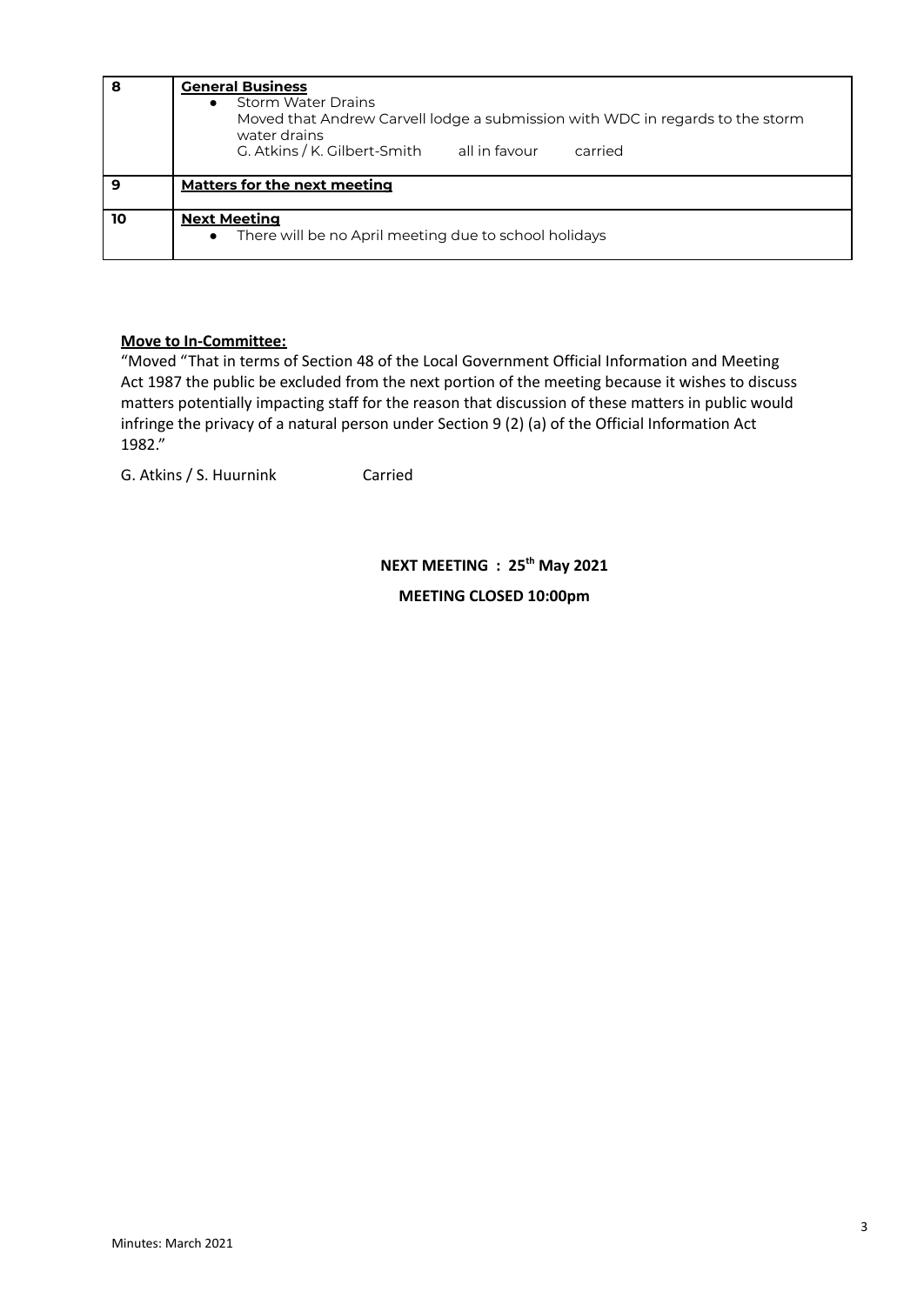| | |
|---|---|
| **8** | **General Business**<br>• Storm Water Drains<br>Moved that Andrew Carvell lodge a submission with WDC in regards to the storm water drains<br>G. Atkins / K. Gilbert-Smith    all in favour    carried |
| **9** | **Matters for the next meeting** |
| **10** | **Next Meeting**<br>• There will be no April meeting due to school holidays |

**Move to In-Committee:**

"Moved "That in terms of Section 48 of the Local Government Official Information and Meeting Act 1987 the public be excluded from the next portion of the meeting because it wishes to discuss matters potentially impacting staff for the reason that discussion of these matters in public would infringe the privacy of a natural person under Section 9 (2) (a) of the Official Information Act 1982."

G. Atkins / S. Huurnink    Carried

**NEXT MEETING : 25th May 2021**

**MEETING CLOSED 10:00pm**

Minutes: March 2021